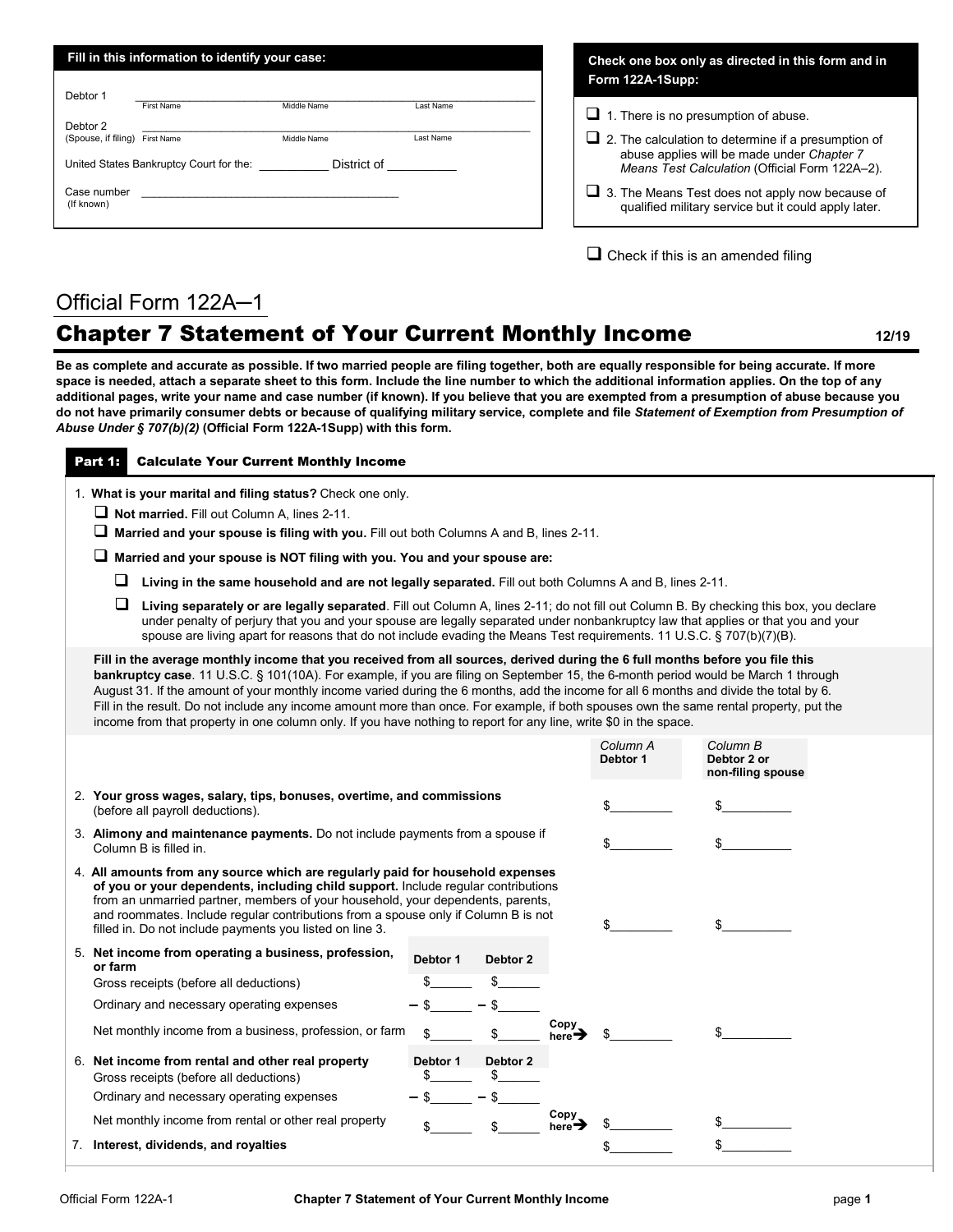**Fill in this information to identify your case:**

Debtor 1 ______________________________________________
First Name  Middle Name  Last Name

Debtor 2 ______________________________________________
(Spouse, if filing) First Name  Middle Name  Last Name

United States Bankruptcy Court for the: __________ District of __________

Case number ______________________________________
(If known)

**Check one box only as directed in this form and in Form 122A-1Supp:**

- ❑ 1. There is no presumption of abuse.
- ❑ 2. The calculation to determine if a presumption of abuse applies will be made under *Chapter 7 Means Test Calculation* (Official Form 122A–2).
- ❑ 3. The Means Test does not apply now because of qualified military service but it could apply later.

❑ Check if this is an amended filing

Official Form 122A─1

# Chapter 7 Statement of Your Current Monthly Income

12/19

**Be as complete and accurate as possible. If two married people are filing together, both are equally responsible for being accurate. If more space is needed, attach a separate sheet to this form. Include the line number to which the additional information applies. On the top of any additional pages, write your name and case number (if known). If you believe that you are exempted from a presumption of abuse because you do not have primarily consumer debts or because of qualifying military service, complete and file *Statement of Exemption from Presumption of Abuse Under § 707(b)(2)* (Official Form 122A-1Supp) with this form.**

## Part 1: Calculate Your Current Monthly Income

1. **What is your marital and filing status?** Check one only.
   - ❑ **Not married.** Fill out Column A, lines 2-11.
   - ❑ **Married and your spouse is filing with you.** Fill out both Columns A and B, lines 2-11.
   - ❑ **Married and your spouse is NOT filing with you. You and your spouse are:**
     - ❑ **Living in the same household and are not legally separated.** Fill out both Columns A and B, lines 2-11.
     - ❑ **Living separately or are legally separated**. Fill out Column A, lines 2-11; do not fill out Column B. By checking this box, you declare under penalty of perjury that you and your spouse are legally separated under nonbankruptcy law that applies or that you and your spouse are living apart for reasons that do not include evading the Means Test requirements. 11 U.S.C. § 707(b)(7)(B).

**Fill in the average monthly income that you received from all sources, derived during the 6 full months before you file this bankruptcy case**. 11 U.S.C. § 101(10A). For example, if you are filing on September 15, the 6-month period would be March 1 through August 31. If the amount of your monthly income varied during the 6 months, add the income for all 6 months and divide the total by 6. Fill in the result. Do not include any income amount more than once. For example, if both spouses own the same rental property, put the income from that property in one column only. If you have nothing to report for any line, write $0 in the space.

| | Debtor 1 | Debtor 2 | | *Column A* **Debtor 1** | *Column B* **Debtor 2 or non-filing spouse** |
|---|---|---|---|---|---|
| 2. **Your gross wages, salary, tips, bonuses, overtime, and commissions** (before all payroll deductions). | | | | $________ | $________ |
| 3. **Alimony and maintenance payments.** Do not include payments from a spouse if Column B is filled in. | | | | $________ | $________ |
| 4. **All amounts from any source which are regularly paid for household expenses of you or your dependents, including child support.** Include regular contributions from an unmarried partner, members of your household, your dependents, parents, and roommates. Include regular contributions from a spouse only if Column B is not filled in. Do not include payments you listed on line 3. | | | | $________ | $________ |
| 5. **Net income from operating a business, profession, or farm** | | | | | |
| Gross receipts (before all deductions) | $______ | $______ | | | |
| Ordinary and necessary operating expenses | − $______ | − $______ | | | |
| Net monthly income from a business, profession, or farm | $______ | $______ | Copy here➔ | $________ | $________ |
| 6. **Net income from rental and other real property** | | | | | |
| Gross receipts (before all deductions) | $______ | $______ | | | |
| Ordinary and necessary operating expenses | − $______ | − $______ | | | |
| Net monthly income from rental or other real property | $______ | $______ | Copy here➔ | $________ | $________ |
| 7. **Interest, dividends, and royalties** | | | | $________ | $________ |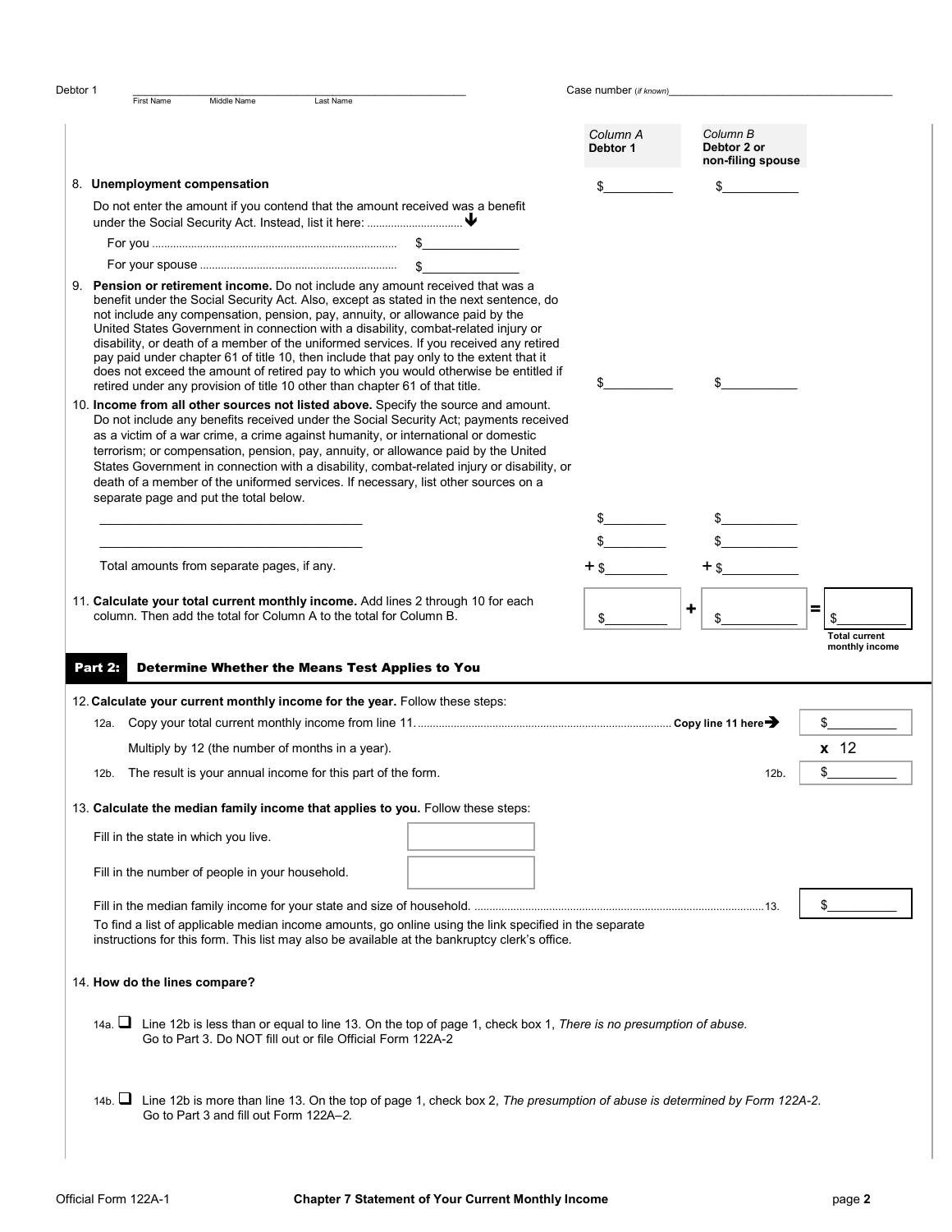Debtor 1 _______________________________________ Case number (*if known*)_______________________
First Name Middle Name Last Name

| | *Column A* **Debtor 1** | *Column B* **Debtor 2 or non-filing spouse** | |
|---|---|---|---|
| 8. **Unemployment compensation** | $__________ | $__________ | |
| Do not enter the amount if you contend that the amount received was a benefit under the Social Security Act. Instead, list it here: ↓ | | | |
| For you .......... $______________ | | | |
| For your spouse .......... $______________ | | | |
| 9. **Pension or retirement income.** Do not include any amount received that was a benefit under the Social Security Act. Also, except as stated in the next sentence, do not include any compensation, pension, pay, annuity, or allowance paid by the United States Government in connection with a disability, combat-related injury or disability, or death of a member of the uniformed services. If you received any retired pay paid under chapter 61 of title 10, then include that pay only to the extent that it does not exceed the amount of retired pay to which you would otherwise be entitled if retired under any provision of title 10 other than chapter 61 of that title. | $__________ | $__________ | |
| 10. **Income from all other sources not listed above.** Specify the source and amount. Do not include any benefits received under the Social Security Act; payments received as a victim of a war crime, a crime against humanity, or international or domestic terrorism; or compensation, pension, pay, annuity, or allowance paid by the United States Government in connection with a disability, combat-related injury or disability, or death of a member of the uniformed services. If necessary, list other sources on a separate page and put the total below. | | | |
| ______________________________________ | $__________ | $__________ | |
| ______________________________________ | $__________ | $__________ | |
| Total amounts from separate pages, if any. | + $__________ | + $__________ | |
| 11. **Calculate your total current monthly income.** Add lines 2 through 10 for each column. Then add the total for Column A to the total for Column B. | $__________ | + $__________ | = $__________ **Total current monthly income** |

## Part 2: Determine Whether the Means Test Applies to You

12. **Calculate your current monthly income for the year.** Follow these steps:

| | | |
|---|---|---|
| 12a. Copy your total current monthly income from line 11. .......... **Copy line 11 here➔** | | $__________ |
| Multiply by 12 (the number of months in a year). | | **x** 12 |
| 12b. The result is your annual income for this part of the form. | 12b. | $__________ |

13. **Calculate the median family income that applies to you.** Follow these steps:

Fill in the state in which you live. [ ]

Fill in the number of people in your household. [ ]

Fill in the median family income for your state and size of household. .......... 13. $__________

To find a list of applicable median income amounts, go online using the link specified in the separate instructions for this form. This list may also be available at the bankruptcy clerk's office.

14. **How do the lines compare?**

14a. ☐ Line 12b is less than or equal to line 13. On the top of page 1, check box 1, *There is no presumption of abuse.* Go to Part 3. Do NOT fill out or file Official Form 122A-2

14b. ☐ Line 12b is more than line 13. On the top of page 1, check box 2, *The presumption of abuse is determined by Form 122A-2.* Go to Part 3 and fill out Form 122A–*2.*

Official Form 122A-1 **Chapter 7 Statement of Your Current Monthly Income**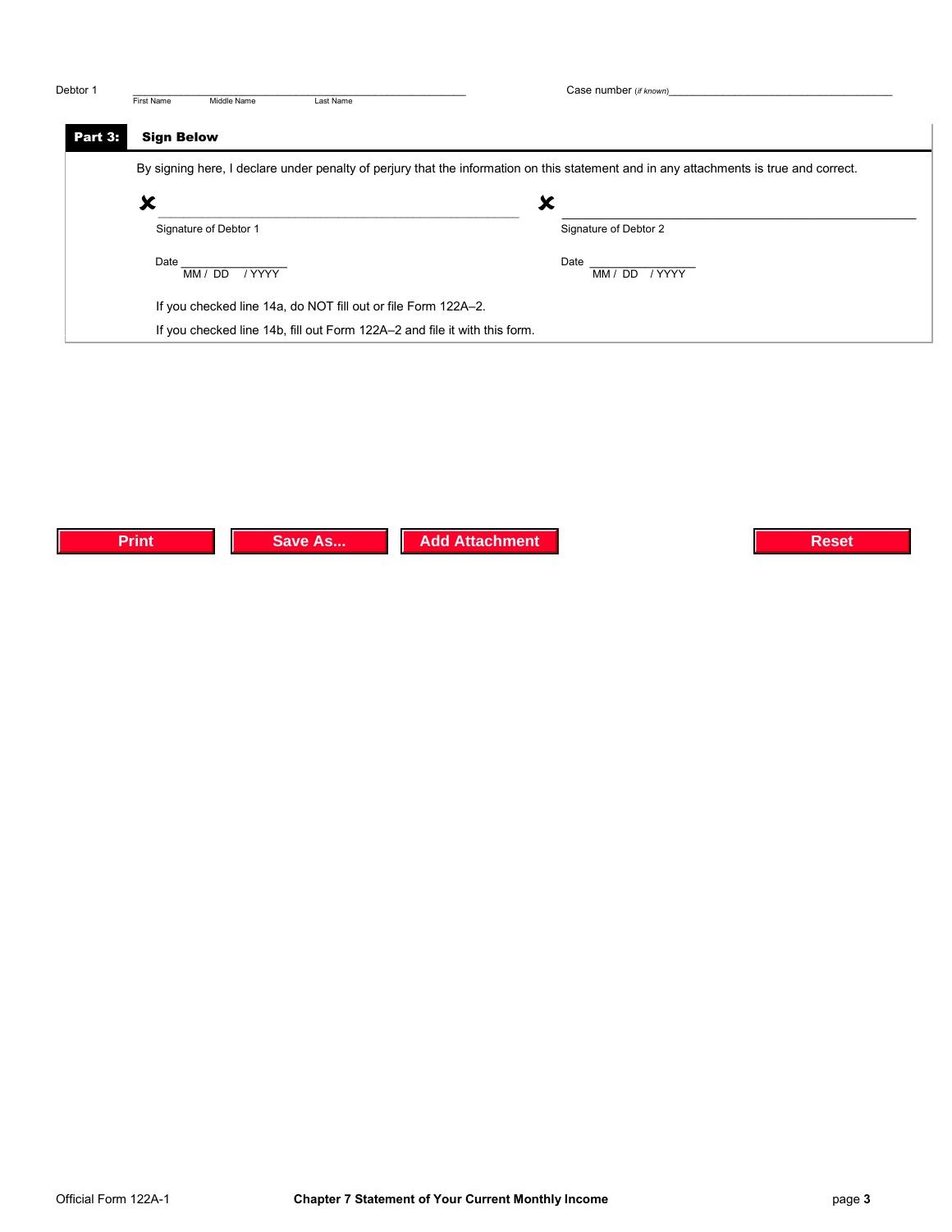Debtor 1 \_\_\_\_\_\_\_\_\_\_\_\_\_\_\_\_\_\_\_\_\_\_\_\_\_\_\_\_\_\_\_\_\_\_\_\_\_\_\_\_\_\_\_\_\_\_\_\_\_\_\_\_\_\_\_\_
First Name Middle Name Last Name

Case number *(if known)*\_\_\_\_\_\_\_\_\_\_\_\_\_\_\_\_\_\_\_\_\_\_\_\_\_\_\_\_\_\_\_\_\_\_\_\_\_\_

## Part 3: Sign Below

By signing here, I declare under penalty of perjury that the information on this statement and in any attachments is true and correct.

✘ \_\_\_\_\_\_\_\_\_\_\_\_\_\_\_\_\_\_\_\_\_\_\_\_\_\_\_\_\_\_\_\_\_\_\_\_\_\_\_\_\_\_\_\_\_\_\_\_\_\_\_\_\_\_\_\_
Signature of Debtor 1

Date \_\_\_\_\_\_\_\_\_\_\_\_\_\_\_\_\_\_
MM / DD / YYYY

✘ \_\_\_\_\_\_\_\_\_\_\_\_\_\_\_\_\_\_\_\_\_\_\_\_\_\_\_\_\_\_\_\_\_\_\_\_\_\_\_\_\_\_\_\_\_\_\_\_\_\_\_\_\_\_\_\_
Signature of Debtor 2

Date \_\_\_\_\_\_\_\_\_\_\_\_\_\_\_\_\_\_
MM / DD / YYYY

If you checked line 14a, do NOT fill out or file Form 122A–2.

If you checked line 14b, fill out Form 122A–2 and file it with this form.

Print | Save As... | Add Attachment | Reset

Official Form 122A-1 **Chapter 7 Statement of Your Current Monthly Income**